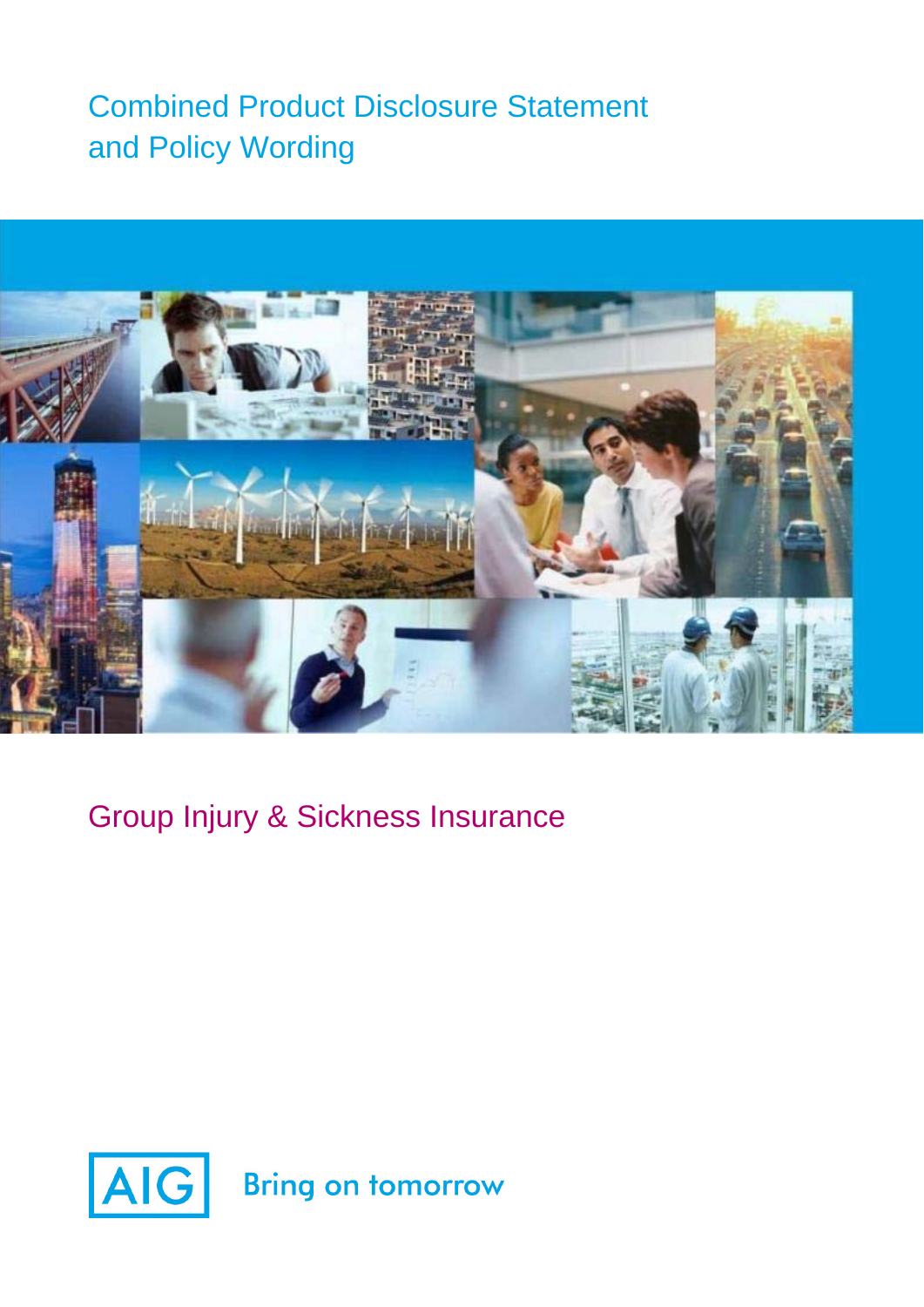# Combined Product Disclosure Statement and Policy Wording

## Group Injury & Sickness Insurance

AIG Bring on tomorrow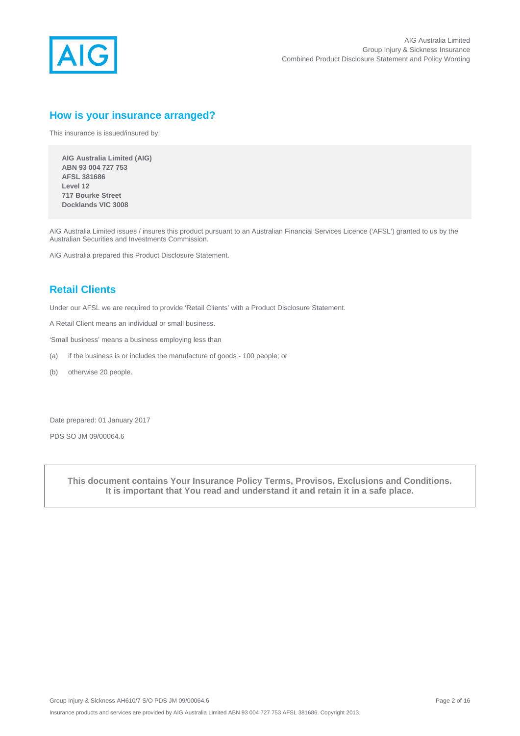## How is your insurance arranged?

This insurance is issued/insured by:

**AIG Australia Limited (AIG)**
**ABN 93 004 727 753**
**AFSL 381686**
**Level 12**
**717 Bourke Street**
**Docklands VIC 3008**

AIG Australia Limited issues / insures this product pursuant to an Australian Financial Services Licence ('AFSL') granted to us by the Australian Securities and Investments Commission.

AIG Australia prepared this Product Disclosure Statement.

## Retail Clients

Under our AFSL we are required to provide 'Retail Clients' with a Product Disclosure Statement.

A Retail Client means an individual or small business.

'Small business' means a business employing less than

(a) if the business is or includes the manufacture of goods - 100 people; or

(b) otherwise 20 people.

Date prepared: 01 January 2017

PDS SO JM 09/00064.6

**This document contains Your Insurance Policy Terms, Provisos, Exclusions and Conditions. It is important that You read and understand it and retain it in a safe place.**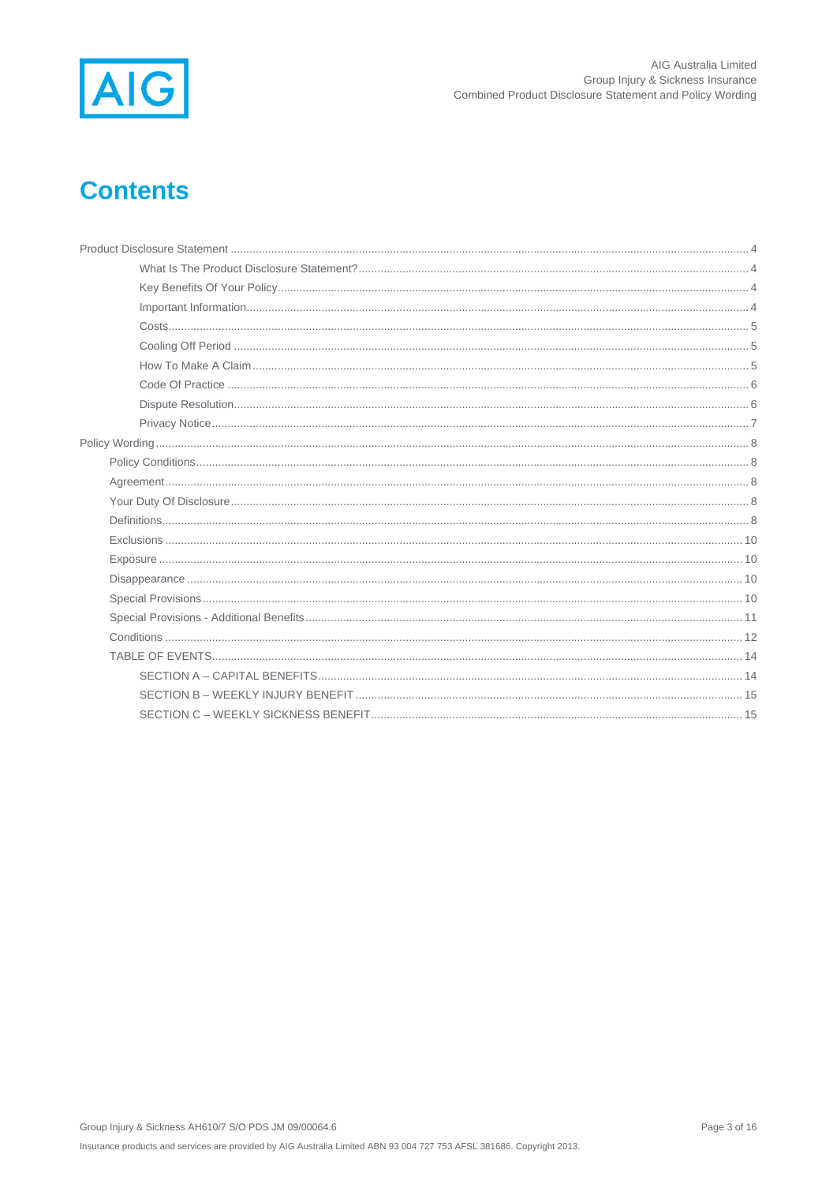# Contents

- Product Disclosure Statement ..... 4
  - What Is The Product Disclosure Statement? ..... 4
  - Key Benefits Of Your Policy ..... 4
  - Important Information ..... 4
  - Costs ..... 5
  - Cooling Off Period ..... 5
  - How To Make A Claim ..... 5
  - Code Of Practice ..... 6
  - Dispute Resolution ..... 6
  - Privacy Notice ..... 7
- Policy Wording ..... 8
  - Policy Conditions ..... 8
  - Agreement ..... 8
  - Your Duty Of Disclosure ..... 8
  - Definitions ..... 8
  - Exclusions ..... 10
  - Exposure ..... 10
  - Disappearance ..... 10
  - Special Provisions ..... 10
  - Special Provisions - Additional Benefits ..... 11
  - Conditions ..... 12
  - TABLE OF EVENTS ..... 14
    - SECTION A – CAPITAL BENEFITS ..... 14
    - SECTION B – WEEKLY INJURY BENEFIT ..... 15
    - SECTION C – WEEKLY SICKNESS BENEFIT ..... 15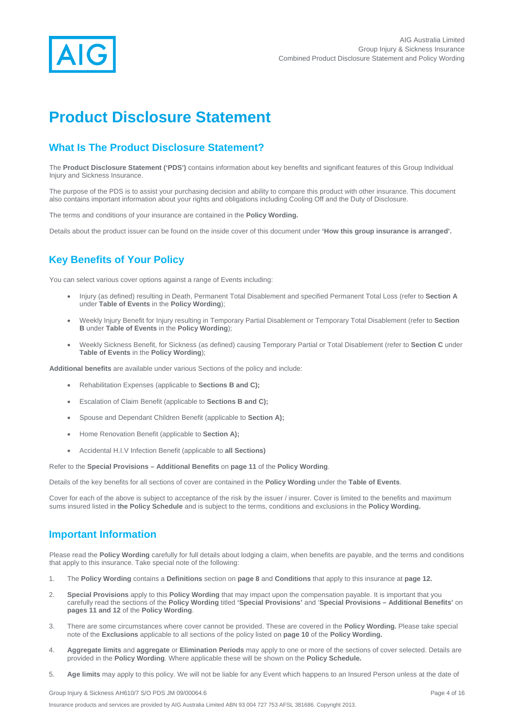# Product Disclosure Statement

## What Is The Product Disclosure Statement?

The **Product Disclosure Statement ('PDS')** contains information about key benefits and significant features of this Group Individual Injury and Sickness Insurance.

The purpose of the PDS is to assist your purchasing decision and ability to compare this product with other insurance. This document also contains important information about your rights and obligations including Cooling Off and the Duty of Disclosure.

The terms and conditions of your insurance are contained in the **Policy Wording.**

Details about the product issuer can be found on the inside cover of this document under **'How this group insurance is arranged'.**

## Key Benefits of Your Policy

You can select various cover options against a range of Events including:

- Injury (as defined) resulting in Death, Permanent Total Disablement and specified Permanent Total Loss (refer to **Section A** under **Table of Events** in the **Policy Wording**);
- Weekly Injury Benefit for Injury resulting in Temporary Partial Disablement or Temporary Total Disablement (refer to **Section B** under **Table of Events** in the **Policy Wording**);
- Weekly Sickness Benefit, for Sickness (as defined) causing Temporary Partial or Total Disablement (refer to **Section C** under **Table of Events** in the **Policy Wording**);

**Additional benefits** are available under various Sections of the policy and include:

- Rehabilitation Expenses (applicable to **Sections B and C);**
- Escalation of Claim Benefit (applicable to **Sections B and C);**
- Spouse and Dependant Children Benefit (applicable to **Section A);**
- Home Renovation Benefit (applicable to **Section A);**
- Accidental H.I.V Infection Benefit (applicable to **all Sections)**

Refer to the **Special Provisions – Additional Benefits** on **page 11** of the **Policy Wording**.

Details of the key benefits for all sections of cover are contained in the **Policy Wording** under the **Table of Events**.

Cover for each of the above is subject to acceptance of the risk by the issuer / insurer. Cover is limited to the benefits and maximum sums insured listed in **the Policy Schedule** and is subject to the terms, conditions and exclusions in the **Policy Wording.**

## Important Information

Please read the **Policy Wording** carefully for full details about lodging a claim, when benefits are payable, and the terms and conditions that apply to this insurance. Take special note of the following:

1. The **Policy Wording** contains a **Definitions** section on **page 8** and **Conditions** that apply to this insurance at **page 12.**
2. **Special Provisions** apply to this **Policy Wording** that may impact upon the compensation payable. It is important that you carefully read the sections of the **Policy Wording** titled **'Special Provisions'** and '**Special Provisions – Additional Benefits'** on **pages 11 and 12** of the **Policy Wording**.
3. There are some circumstances where cover cannot be provided. These are covered in the **Policy Wording.** Please take special note of the **Exclusions** applicable to all sections of the policy listed on **page 10** of the **Policy Wording.**
4. **Aggregate limits** and **aggregate** or **Elimination Periods** may apply to one or more of the sections of cover selected. Details are provided in the **Policy Wording**. Where applicable these will be shown on the **Policy Schedule.**
5. **Age limits** may apply to this policy. We will not be liable for any Event which happens to an Insured Person unless at the date of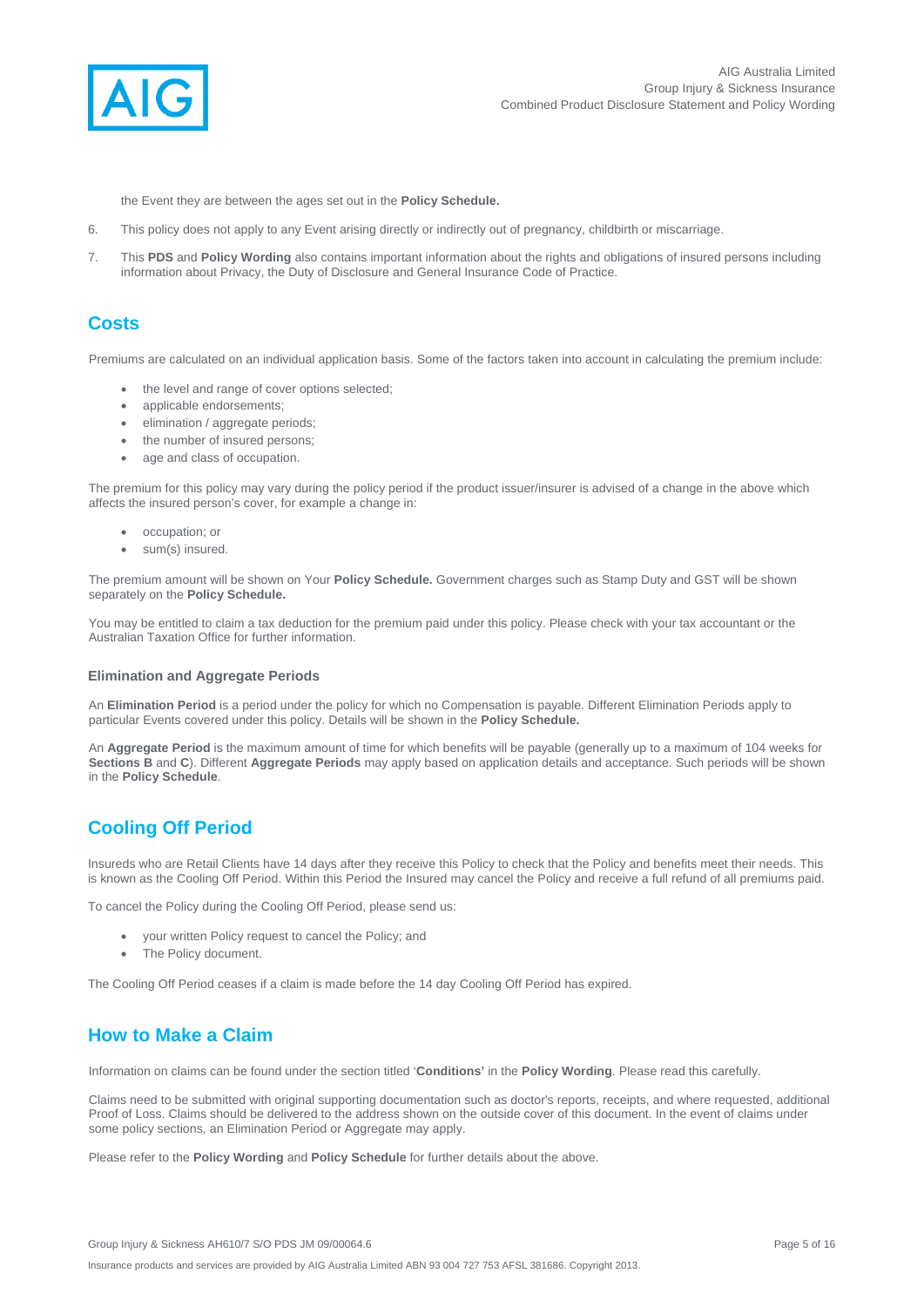the Event they are between the ages set out in the **Policy Schedule.**

6. This policy does not apply to any Event arising directly or indirectly out of pregnancy, childbirth or miscarriage.

7. This **PDS** and **Policy Wording** also contains important information about the rights and obligations of insured persons including information about Privacy, the Duty of Disclosure and General Insurance Code of Practice.

## Costs

Premiums are calculated on an individual application basis. Some of the factors taken into account in calculating the premium include:

- the level and range of cover options selected;
- applicable endorsements;
- elimination / aggregate periods;
- the number of insured persons;
- age and class of occupation.

The premium for this policy may vary during the policy period if the product issuer/insurer is advised of a change in the above which affects the insured person's cover, for example a change in:

- occupation; or
- sum(s) insured.

The premium amount will be shown on Your **Policy Schedule.** Government charges such as Stamp Duty and GST will be shown separately on the **Policy Schedule.**

You may be entitled to claim a tax deduction for the premium paid under this policy. Please check with your tax accountant or the Australian Taxation Office for further information.

### Elimination and Aggregate Periods

An **Elimination Period** is a period under the policy for which no Compensation is payable. Different Elimination Periods apply to particular Events covered under this policy. Details will be shown in the **Policy Schedule.**

An **Aggregate Period** is the maximum amount of time for which benefits will be payable (generally up to a maximum of 104 weeks for **Sections B** and **C**). Different **Aggregate Periods** may apply based on application details and acceptance. Such periods will be shown in the **Policy Schedule**.

## Cooling Off Period

Insureds who are Retail Clients have 14 days after they receive this Policy to check that the Policy and benefits meet their needs. This is known as the Cooling Off Period. Within this Period the Insured may cancel the Policy and receive a full refund of all premiums paid.

To cancel the Policy during the Cooling Off Period, please send us:

- your written Policy request to cancel the Policy; and
- The Policy document.

The Cooling Off Period ceases if a claim is made before the 14 day Cooling Off Period has expired.

## How to Make a Claim

Information on claims can be found under the section titled '**Conditions'** in the **Policy Wording**. Please read this carefully.

Claims need to be submitted with original supporting documentation such as doctor's reports, receipts, and where requested, additional Proof of Loss. Claims should be delivered to the address shown on the outside cover of this document. In the event of claims under some policy sections, an Elimination Period or Aggregate may apply.

Please refer to the **Policy Wording** and **Policy Schedule** for further details about the above.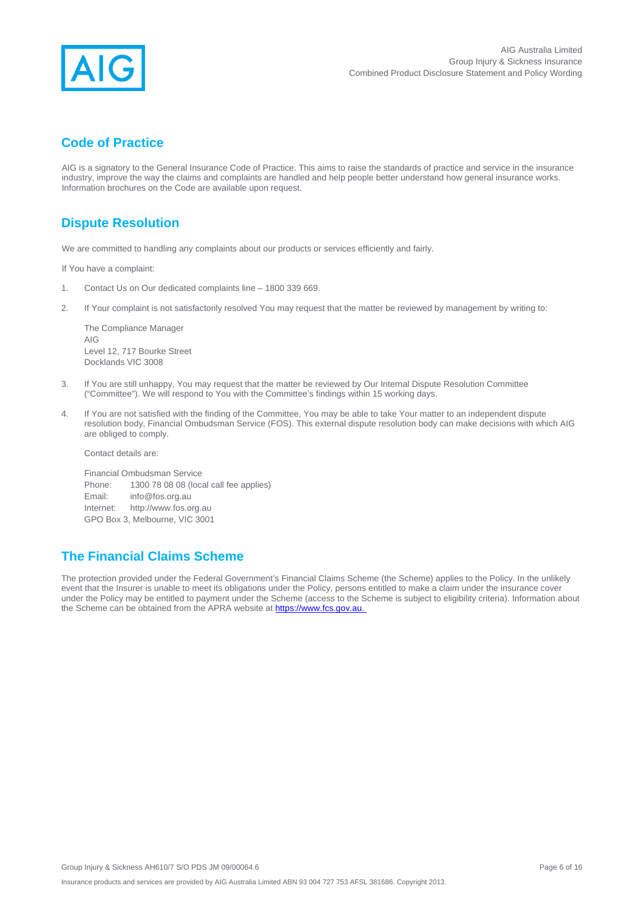## Code of Practice

AIG is a signatory to the General Insurance Code of Practice. This aims to raise the standards of practice and service in the insurance industry, improve the way the claims and complaints are handled and help people better understand how general insurance works. Information brochures on the Code are available upon request.

## Dispute Resolution

We are committed to handling any complaints about our products or services efficiently and fairly.

If You have a complaint:

1. Contact Us on Our dedicated complaints line – 1800 339 669.

2. If Your complaint is not satisfactorily resolved You may request that the matter be reviewed by management by writing to:

   The Compliance Manager
   AIG
   Level 12, 717 Bourke Street
   Docklands VIC 3008

3. If You are still unhappy, You may request that the matter be reviewed by Our Internal Dispute Resolution Committee ("Committee"). We will respond to You with the Committee's findings within 15 working days.

4. If You are not satisfied with the finding of the Committee, You may be able to take Your matter to an independent dispute resolution body, Financial Ombudsman Service (FOS). This external dispute resolution body can make decisions with which AIG are obliged to comply.

   Contact details are:

   Financial Ombudsman Service
   Phone: 1300 78 08 08 (local call fee applies)
   Email: info@fos.org.au
   Internet: http://www.fos.org.au
   GPO Box 3, Melbourne, VIC 3001

## The Financial Claims Scheme

The protection provided under the Federal Government's Financial Claims Scheme (the Scheme) applies to the Policy. In the unlikely event that the Insurer is unable to meet its obligations under the Policy, persons entitled to make a claim under the insurance cover under the Policy may be entitled to payment under the Scheme (access to the Scheme is subject to eligibility criteria). Information about the Scheme can be obtained from the APRA website at https://www.fcs.gov.au.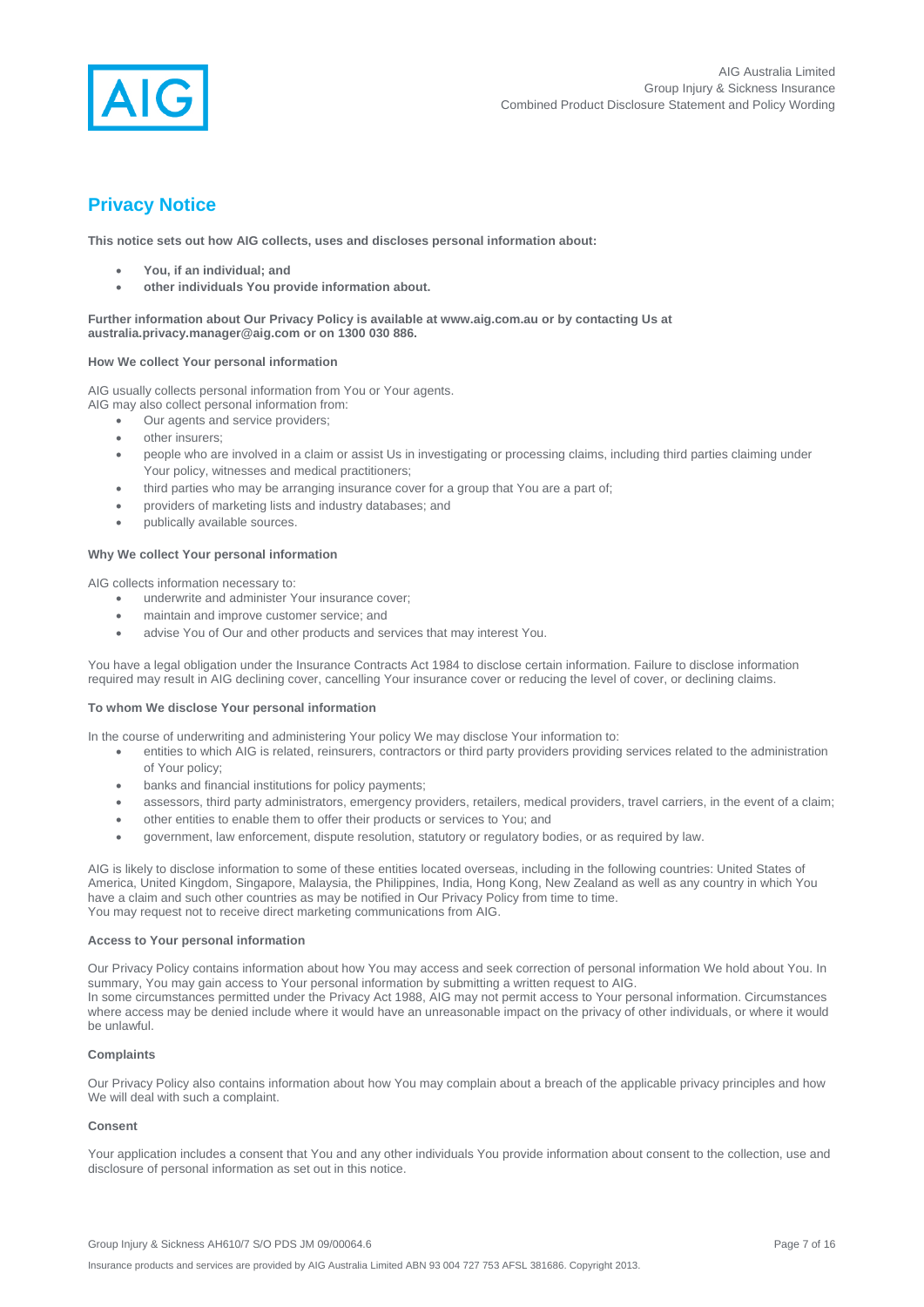## Privacy Notice

**This notice sets out how AIG collects, uses and discloses personal information about:**

- **You, if an individual; and**
- **other individuals You provide information about.**

**Further information about Our Privacy Policy is available at www.aig.com.au or by contacting Us at australia.privacy.manager@aig.com or on 1300 030 886.**

### How We collect Your personal information

AIG usually collects personal information from You or Your agents.
AIG may also collect personal information from:

- Our agents and service providers;
- other insurers;
- people who are involved in a claim or assist Us in investigating or processing claims, including third parties claiming under Your policy, witnesses and medical practitioners;
- third parties who may be arranging insurance cover for a group that You are a part of;
- providers of marketing lists and industry databases; and
- publically available sources.

### Why We collect Your personal information

AIG collects information necessary to:

- underwrite and administer Your insurance cover;
- maintain and improve customer service; and
- advise You of Our and other products and services that may interest You.

You have a legal obligation under the Insurance Contracts Act 1984 to disclose certain information. Failure to disclose information required may result in AIG declining cover, cancelling Your insurance cover or reducing the level of cover, or declining claims.

### To whom We disclose Your personal information

In the course of underwriting and administering Your policy We may disclose Your information to:

- entities to which AIG is related, reinsurers, contractors or third party providers providing services related to the administration of Your policy;
- banks and financial institutions for policy payments;
- assessors, third party administrators, emergency providers, retailers, medical providers, travel carriers, in the event of a claim;
- other entities to enable them to offer their products or services to You; and
- government, law enforcement, dispute resolution, statutory or regulatory bodies, or as required by law.

AIG is likely to disclose information to some of these entities located overseas, including in the following countries: United States of America, United Kingdom, Singapore, Malaysia, the Philippines, India, Hong Kong, New Zealand as well as any country in which You have a claim and such other countries as may be notified in Our Privacy Policy from time to time.
You may request not to receive direct marketing communications from AIG.

### Access to Your personal information

Our Privacy Policy contains information about how You may access and seek correction of personal information We hold about You. In summary, You may gain access to Your personal information by submitting a written request to AIG.
In some circumstances permitted under the Privacy Act 1988, AIG may not permit access to Your personal information. Circumstances where access may be denied include where it would have an unreasonable impact on the privacy of other individuals, or where it would be unlawful.

### Complaints

Our Privacy Policy also contains information about how You may complain about a breach of the applicable privacy principles and how We will deal with such a complaint.

### Consent

Your application includes a consent that You and any other individuals You provide information about consent to the collection, use and disclosure of personal information as set out in this notice.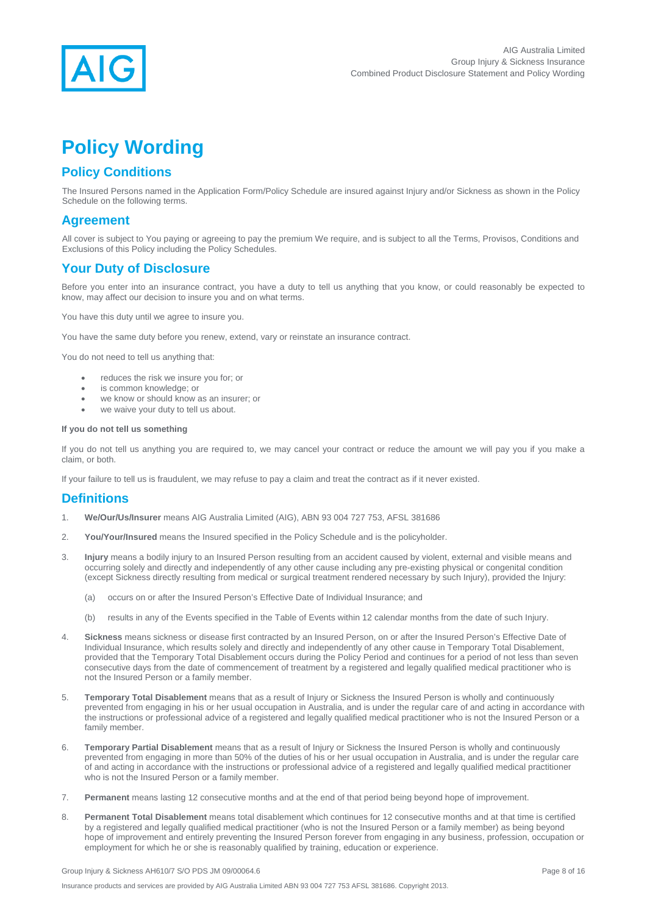# Policy Wording

## Policy Conditions

The Insured Persons named in the Application Form/Policy Schedule are insured against Injury and/or Sickness as shown in the Policy Schedule on the following terms.

## Agreement

All cover is subject to You paying or agreeing to pay the premium We require, and is subject to all the Terms, Provisos, Conditions and Exclusions of this Policy including the Policy Schedules.

## Your Duty of Disclosure

Before you enter into an insurance contract, you have a duty to tell us anything that you know, or could reasonably be expected to know, may affect our decision to insure you and on what terms.

You have this duty until we agree to insure you.

You have the same duty before you renew, extend, vary or reinstate an insurance contract.

You do not need to tell us anything that:

- reduces the risk we insure you for; or
- is common knowledge; or
- we know or should know as an insurer; or
- we waive your duty to tell us about.

**If you do not tell us something**

If you do not tell us anything you are required to, we may cancel your contract or reduce the amount we will pay you if you make a claim, or both.

If your failure to tell us is fraudulent, we may refuse to pay a claim and treat the contract as if it never existed.

## Definitions

1. **We/Our/Us/Insurer** means AIG Australia Limited (AIG), ABN 93 004 727 753, AFSL 381686

2. **You/Your/Insured** means the Insured specified in the Policy Schedule and is the policyholder.

3. **Injury** means a bodily injury to an Insured Person resulting from an accident caused by violent, external and visible means and occurring solely and directly and independently of any other cause including any pre-existing physical or congenital condition (except Sickness directly resulting from medical or surgical treatment rendered necessary by such Injury), provided the Injury:

   (a) occurs on or after the Insured Person's Effective Date of Individual Insurance; and

   (b) results in any of the Events specified in the Table of Events within 12 calendar months from the date of such Injury.

4. **Sickness** means sickness or disease first contracted by an Insured Person, on or after the Insured Person's Effective Date of Individual Insurance, which results solely and directly and independently of any other cause in Temporary Total Disablement, provided that the Temporary Total Disablement occurs during the Policy Period and continues for a period of not less than seven consecutive days from the date of commencement of treatment by a registered and legally qualified medical practitioner who is not the Insured Person or a family member.

5. **Temporary Total Disablement** means that as a result of Injury or Sickness the Insured Person is wholly and continuously prevented from engaging in his or her usual occupation in Australia, and is under the regular care of and acting in accordance with the instructions or professional advice of a registered and legally qualified medical practitioner who is not the Insured Person or a family member.

6. **Temporary Partial Disablement** means that as a result of Injury or Sickness the Insured Person is wholly and continuously prevented from engaging in more than 50% of the duties of his or her usual occupation in Australia, and is under the regular care of and acting in accordance with the instructions or professional advice of a registered and legally qualified medical practitioner who is not the Insured Person or a family member.

7. **Permanent** means lasting 12 consecutive months and at the end of that period being beyond hope of improvement.

8. **Permanent Total Disablement** means total disablement which continues for 12 consecutive months and at that time is certified by a registered and legally qualified medical practitioner (who is not the Insured Person or a family member) as being beyond hope of improvement and entirely preventing the Insured Person forever from engaging in any business, profession, occupation or employment for which he or she is reasonably qualified by training, education or experience.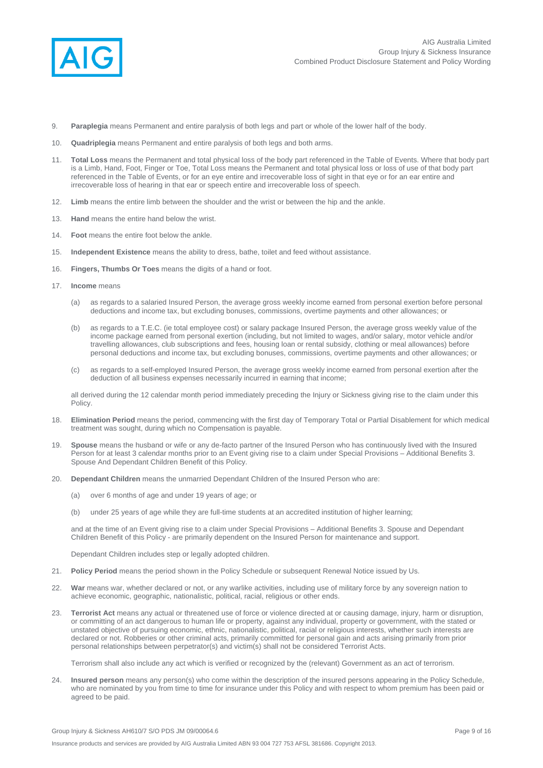9. **Paraplegia** means Permanent and entire paralysis of both legs and part or whole of the lower half of the body.

10. **Quadriplegia** means Permanent and entire paralysis of both legs and both arms.

11. **Total Loss** means the Permanent and total physical loss of the body part referenced in the Table of Events. Where that body part is a Limb, Hand, Foot, Finger or Toe, Total Loss means the Permanent and total physical loss or loss of use of that body part referenced in the Table of Events, or for an eye entire and irrecoverable loss of sight in that eye or for an ear entire and irrecoverable loss of hearing in that ear or speech entire and irrecoverable loss of speech.

12. **Limb** means the entire limb between the shoulder and the wrist or between the hip and the ankle.

13. **Hand** means the entire hand below the wrist.

14. **Foot** means the entire foot below the ankle.

15. **Independent Existence** means the ability to dress, bathe, toilet and feed without assistance.

16. **Fingers, Thumbs Or Toes** means the digits of a hand or foot.

17. **Income** means

    (a) as regards to a salaried Insured Person, the average gross weekly income earned from personal exertion before personal deductions and income tax, but excluding bonuses, commissions, overtime payments and other allowances; or

    (b) as regards to a T.E.C. (ie total employee cost) or salary package Insured Person, the average gross weekly value of the income package earned from personal exertion (including, but not limited to wages, and/or salary, motor vehicle and/or travelling allowances, club subscriptions and fees, housing loan or rental subsidy, clothing or meal allowances) before personal deductions and income tax, but excluding bonuses, commissions, overtime payments and other allowances; or

    (c) as regards to a self-employed Insured Person, the average gross weekly income earned from personal exertion after the deduction of all business expenses necessarily incurred in earning that income;

    all derived during the 12 calendar month period immediately preceding the Injury or Sickness giving rise to the claim under this Policy.

18. **Elimination Period** means the period, commencing with the first day of Temporary Total or Partial Disablement for which medical treatment was sought, during which no Compensation is payable.

19. **Spouse** means the husband or wife or any de-facto partner of the Insured Person who has continuously lived with the Insured Person for at least 3 calendar months prior to an Event giving rise to a claim under Special Provisions – Additional Benefits 3. Spouse And Dependant Children Benefit of this Policy.

20. **Dependant Children** means the unmarried Dependant Children of the Insured Person who are:

    (a) over 6 months of age and under 19 years of age; or

    (b) under 25 years of age while they are full-time students at an accredited institution of higher learning;

    and at the time of an Event giving rise to a claim under Special Provisions – Additional Benefits 3. Spouse and Dependant Children Benefit of this Policy - are primarily dependent on the Insured Person for maintenance and support.

    Dependant Children includes step or legally adopted children.

21. **Policy Period** means the period shown in the Policy Schedule or subsequent Renewal Notice issued by Us.

22. **War** means war, whether declared or not, or any warlike activities, including use of military force by any sovereign nation to achieve economic, geographic, nationalistic, political, racial, religious or other ends.

23. **Terrorist Act** means any actual or threatened use of force or violence directed at or causing damage, injury, harm or disruption, or committing of an act dangerous to human life or property, against any individual, property or government, with the stated or unstated objective of pursuing economic, ethnic, nationalistic, political, racial or religious interests, whether such interests are declared or not. Robberies or other criminal acts, primarily committed for personal gain and acts arising primarily from prior personal relationships between perpetrator(s) and victim(s) shall not be considered Terrorist Acts.

    Terrorism shall also include any act which is verified or recognized by the (relevant) Government as an act of terrorism.

24. **Insured person** means any person(s) who come within the description of the insured persons appearing in the Policy Schedule, who are nominated by you from time to time for insurance under this Policy and with respect to whom premium has been paid or agreed to be paid.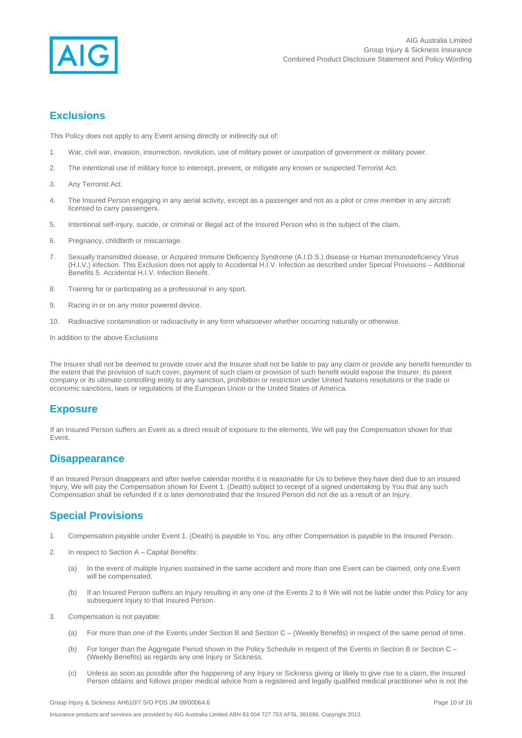## Exclusions

This Policy does not apply to any Event arising directly or indirectly out of:

1. War, civil war, invasion, insurrection, revolution, use of military power or usurpation of government or military power.
2. The intentional use of military force to intercept, prevent, or mitigate any known or suspected Terrorist Act.
3. Any Terrorist Act.
4. The Insured Person engaging in any aerial activity, except as a passenger and not as a pilot or crew member in any aircraft licensed to carry passengers.
5. Intentional self-injury, suicide, or criminal or illegal act of the Insured Person who is the subject of the claim.
6. Pregnancy, childbirth or miscarriage.
7. Sexually transmitted disease, or Acquired Immune Deficiency Syndrome (A.I.D.S.) disease or Human Immunodeficiency Virus (H.I.V.) infection. This Exclusion does not apply to Accidental H.I.V. Infection as described under Special Provisions – Additional Benefits 5. Accidental H.I.V. Infection Benefit.
8. Training for or participating as a professional in any sport.
9. Racing in or on any motor powered device.
10. Radioactive contamination or radioactivity in any form whatsoever whether occurring naturally or otherwise.

In addition to the above Exclusions

The Insurer shall not be deemed to provide cover and the Insurer shall not be liable to pay any claim or provide any benefit hereunder to the extent that the provision of such cover, payment of such claim or provision of such benefit would expose the Insurer, its parent company or its ultimate controlling entity to any sanction, prohibition or restriction under United Nations resolutions or the trade or economic sanctions, laws or regulations of the European Union or the United States of America.

## Exposure

If an Insured Person suffers an Event as a direct result of exposure to the elements, We will pay the Compensation shown for that Event.

## Disappearance

If an Insured Person disappears and after twelve calendar months it is reasonable for Us to believe they have died due to an insured Injury, We will pay the Compensation shown for Event 1. (Death) subject to receipt of a signed undertaking by You that any such Compensation shall be refunded if it is later demonstrated that the Insured Person did not die as a result of an Injury.

## Special Provisions

1. Compensation payable under Event 1. (Death) is payable to You, any other Compensation is payable to the Insured Person.
2. In respect to Section A – Capital Benefits:
   - (a) In the event of multiple Injuries sustained in the same accident and more than one Event can be claimed, only one Event will be compensated.
   - (b) If an Insured Person suffers an Injury resulting in any one of the Events 2 to 8 We will not be liable under this Policy for any subsequent Injury to that Insured Person.
3. Compensation is not payable:
   - (a) For more than one of the Events under Section B and Section C – (Weekly Benefits) in respect of the same period of time.
   - (b) For longer than the Aggregate Period shown in the Policy Schedule in respect of the Events in Section B or Section C – (Weekly Benefits) as regards any one Injury or Sickness.
   - (c) Unless as soon as possible after the happening of any Injury or Sickness giving or likely to give rise to a claim, the Insured Person obtains and follows proper medical advice from a registered and legally qualified medical practitioner who is not the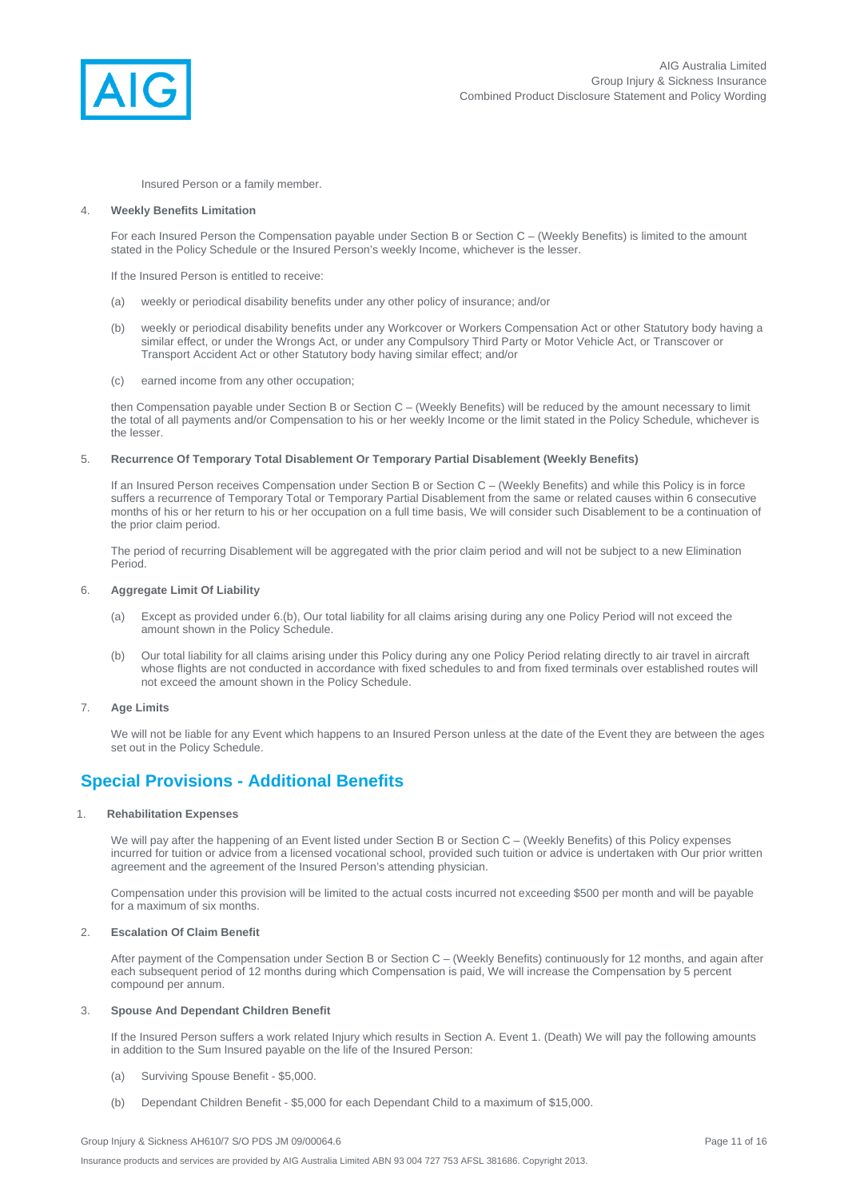Insured Person or a family member.

4. **Weekly Benefits Limitation**

For each Insured Person the Compensation payable under Section B or Section C – (Weekly Benefits) is limited to the amount stated in the Policy Schedule or the Insured Person's weekly Income, whichever is the lesser.

If the Insured Person is entitled to receive:

(a) weekly or periodical disability benefits under any other policy of insurance; and/or

(b) weekly or periodical disability benefits under any Workcover or Workers Compensation Act or other Statutory body having a similar effect, or under the Wrongs Act, or under any Compulsory Third Party or Motor Vehicle Act, or Transcover or Transport Accident Act or other Statutory body having similar effect; and/or

(c) earned income from any other occupation;

then Compensation payable under Section B or Section C – (Weekly Benefits) will be reduced by the amount necessary to limit the total of all payments and/or Compensation to his or her weekly Income or the limit stated in the Policy Schedule, whichever is the lesser.

5. **Recurrence Of Temporary Total Disablement Or Temporary Partial Disablement (Weekly Benefits)**

If an Insured Person receives Compensation under Section B or Section C – (Weekly Benefits) and while this Policy is in force suffers a recurrence of Temporary Total or Temporary Partial Disablement from the same or related causes within 6 consecutive months of his or her return to his or her occupation on a full time basis, We will consider such Disablement to be a continuation of the prior claim period.

The period of recurring Disablement will be aggregated with the prior claim period and will not be subject to a new Elimination Period.

6. **Aggregate Limit Of Liability**

(a) Except as provided under 6.(b), Our total liability for all claims arising during any one Policy Period will not exceed the amount shown in the Policy Schedule.

(b) Our total liability for all claims arising under this Policy during any one Policy Period relating directly to air travel in aircraft whose flights are not conducted in accordance with fixed schedules to and from fixed terminals over established routes will not exceed the amount shown in the Policy Schedule.

7. **Age Limits**

We will not be liable for any Event which happens to an Insured Person unless at the date of the Event they are between the ages set out in the Policy Schedule.

## Special Provisions - Additional Benefits

1. **Rehabilitation Expenses**

We will pay after the happening of an Event listed under Section B or Section C – (Weekly Benefits) of this Policy expenses incurred for tuition or advice from a licensed vocational school, provided such tuition or advice is undertaken with Our prior written agreement and the agreement of the Insured Person's attending physician.

Compensation under this provision will be limited to the actual costs incurred not exceeding $500 per month and will be payable for a maximum of six months.

2. **Escalation Of Claim Benefit**

After payment of the Compensation under Section B or Section C – (Weekly Benefits) continuously for 12 months, and again after each subsequent period of 12 months during which Compensation is paid, We will increase the Compensation by 5 percent compound per annum.

3. **Spouse And Dependant Children Benefit**

If the Insured Person suffers a work related Injury which results in Section A. Event 1. (Death) We will pay the following amounts in addition to the Sum Insured payable on the life of the Insured Person:

(a) Surviving Spouse Benefit - $5,000.

(b) Dependant Children Benefit - $5,000 for each Dependant Child to a maximum of $15,000.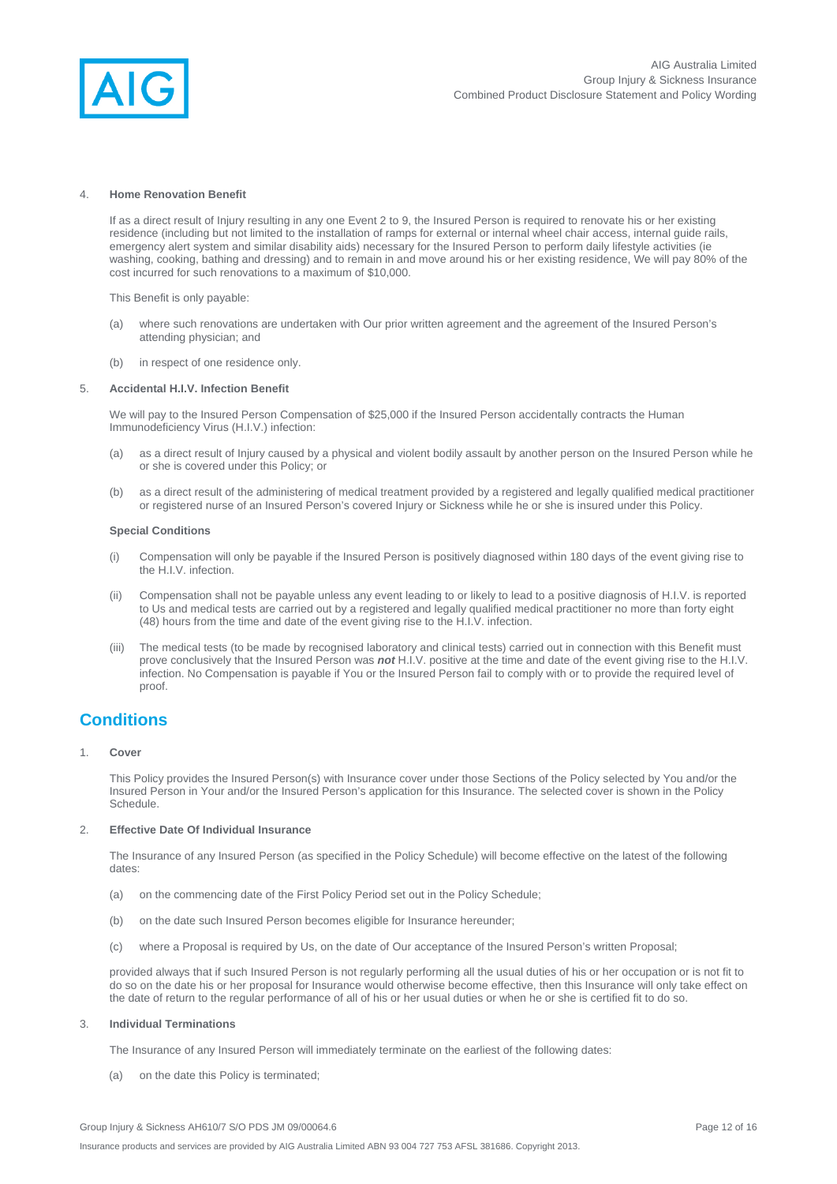4. **Home Renovation Benefit**

   If as a direct result of Injury resulting in any one Event 2 to 9, the Insured Person is required to renovate his or her existing residence (including but not limited to the installation of ramps for external or internal wheel chair access, internal guide rails, emergency alert system and similar disability aids) necessary for the Insured Person to perform daily lifestyle activities (ie washing, cooking, bathing and dressing) and to remain in and move around his or her existing residence, We will pay 80% of the cost incurred for such renovations to a maximum of $10,000.

   This Benefit is only payable:

   (a) where such renovations are undertaken with Our prior written agreement and the agreement of the Insured Person's attending physician; and

   (b) in respect of one residence only.

5. **Accidental H.I.V. Infection Benefit**

   We will pay to the Insured Person Compensation of $25,000 if the Insured Person accidentally contracts the Human Immunodeficiency Virus (H.I.V.) infection:

   (a) as a direct result of Injury caused by a physical and violent bodily assault by another person on the Insured Person while he or she is covered under this Policy; or

   (b) as a direct result of the administering of medical treatment provided by a registered and legally qualified medical practitioner or registered nurse of an Insured Person's covered Injury or Sickness while he or she is insured under this Policy.

   **Special Conditions**

   (i) Compensation will only be payable if the Insured Person is positively diagnosed within 180 days of the event giving rise to the H.I.V. infection.

   (ii) Compensation shall not be payable unless any event leading to or likely to lead to a positive diagnosis of H.I.V. is reported to Us and medical tests are carried out by a registered and legally qualified medical practitioner no more than forty eight (48) hours from the time and date of the event giving rise to the H.I.V. infection.

   (iii) The medical tests (to be made by recognised laboratory and clinical tests) carried out in connection with this Benefit must prove conclusively that the Insured Person was ***not*** H.I.V. positive at the time and date of the event giving rise to the H.I.V. infection. No Compensation is payable if You or the Insured Person fail to comply with or to provide the required level of proof.

## Conditions

1. **Cover**

   This Policy provides the Insured Person(s) with Insurance cover under those Sections of the Policy selected by You and/or the Insured Person in Your and/or the Insured Person's application for this Insurance. The selected cover is shown in the Policy Schedule.

2. **Effective Date Of Individual Insurance**

   The Insurance of any Insured Person (as specified in the Policy Schedule) will become effective on the latest of the following dates:

   (a) on the commencing date of the First Policy Period set out in the Policy Schedule;

   (b) on the date such Insured Person becomes eligible for Insurance hereunder;

   (c) where a Proposal is required by Us, on the date of Our acceptance of the Insured Person's written Proposal;

   provided always that if such Insured Person is not regularly performing all the usual duties of his or her occupation or is not fit to do so on the date his or her proposal for Insurance would otherwise become effective, then this Insurance will only take effect on the date of return to the regular performance of all of his or her usual duties or when he or she is certified fit to do so.

3. **Individual Terminations**

   The Insurance of any Insured Person will immediately terminate on the earliest of the following dates:

   (a) on the date this Policy is terminated;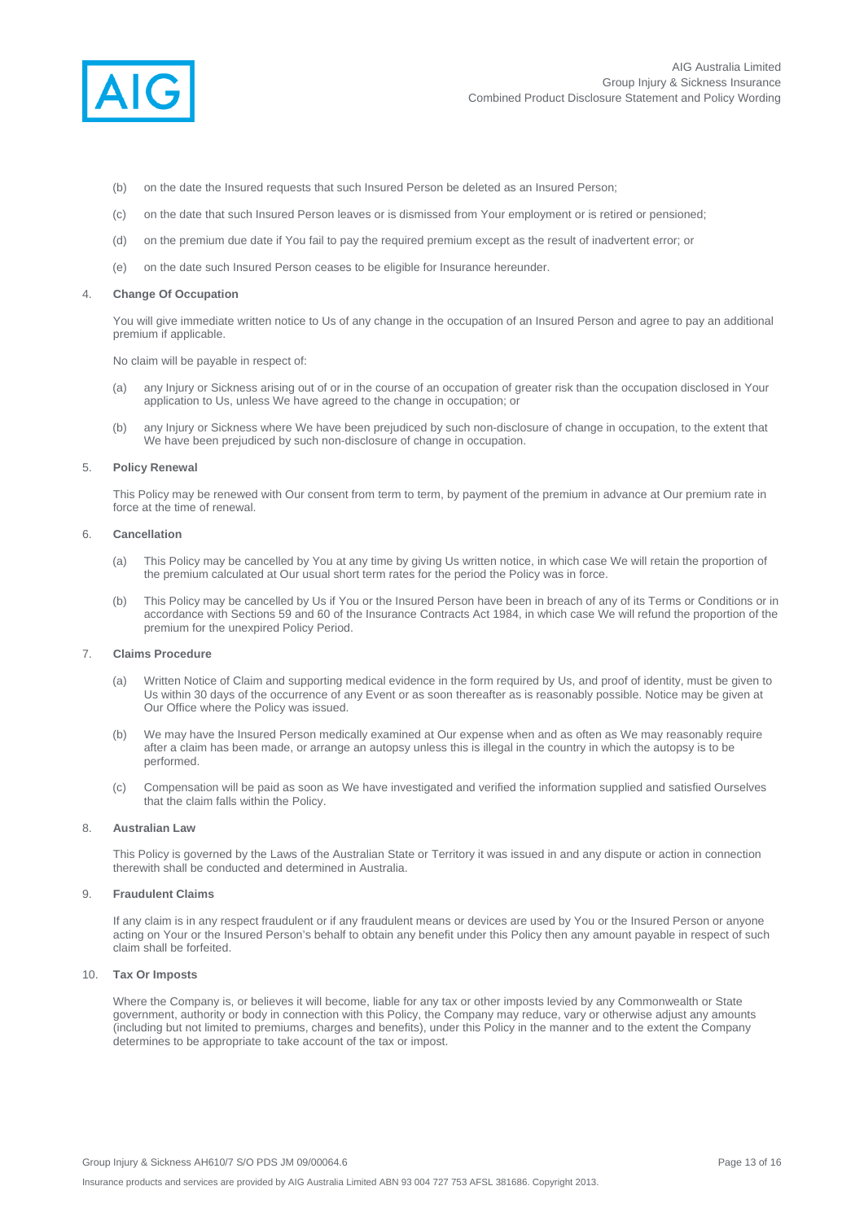(b) on the date the Insured requests that such Insured Person be deleted as an Insured Person;

(c) on the date that such Insured Person leaves or is dismissed from Your employment or is retired or pensioned;

(d) on the premium due date if You fail to pay the required premium except as the result of inadvertent error; or

(e) on the date such Insured Person ceases to be eligible for Insurance hereunder.

4. **Change Of Occupation**

You will give immediate written notice to Us of any change in the occupation of an Insured Person and agree to pay an additional premium if applicable.

No claim will be payable in respect of:

(a) any Injury or Sickness arising out of or in the course of an occupation of greater risk than the occupation disclosed in Your application to Us, unless We have agreed to the change in occupation; or

(b) any Injury or Sickness where We have been prejudiced by such non-disclosure of change in occupation, to the extent that We have been prejudiced by such non-disclosure of change in occupation.

5. **Policy Renewal**

This Policy may be renewed with Our consent from term to term, by payment of the premium in advance at Our premium rate in force at the time of renewal.

6. **Cancellation**

(a) This Policy may be cancelled by You at any time by giving Us written notice, in which case We will retain the proportion of the premium calculated at Our usual short term rates for the period the Policy was in force.

(b) This Policy may be cancelled by Us if You or the Insured Person have been in breach of any of its Terms or Conditions or in accordance with Sections 59 and 60 of the Insurance Contracts Act 1984, in which case We will refund the proportion of the premium for the unexpired Policy Period.

7. **Claims Procedure**

(a) Written Notice of Claim and supporting medical evidence in the form required by Us, and proof of identity, must be given to Us within 30 days of the occurrence of any Event or as soon thereafter as is reasonably possible. Notice may be given at Our Office where the Policy was issued.

(b) We may have the Insured Person medically examined at Our expense when and as often as We may reasonably require after a claim has been made, or arrange an autopsy unless this is illegal in the country in which the autopsy is to be performed.

(c) Compensation will be paid as soon as We have investigated and verified the information supplied and satisfied Ourselves that the claim falls within the Policy.

8. **Australian Law**

This Policy is governed by the Laws of the Australian State or Territory it was issued in and any dispute or action in connection therewith shall be conducted and determined in Australia.

9. **Fraudulent Claims**

If any claim is in any respect fraudulent or if any fraudulent means or devices are used by You or the Insured Person or anyone acting on Your or the Insured Person's behalf to obtain any benefit under this Policy then any amount payable in respect of such claim shall be forfeited.

10. **Tax Or Imposts**

Where the Company is, or believes it will become, liable for any tax or other imposts levied by any Commonwealth or State government, authority or body in connection with this Policy, the Company may reduce, vary or otherwise adjust any amounts (including but not limited to premiums, charges and benefits), under this Policy in the manner and to the extent the Company determines to be appropriate to take account of the tax or impost.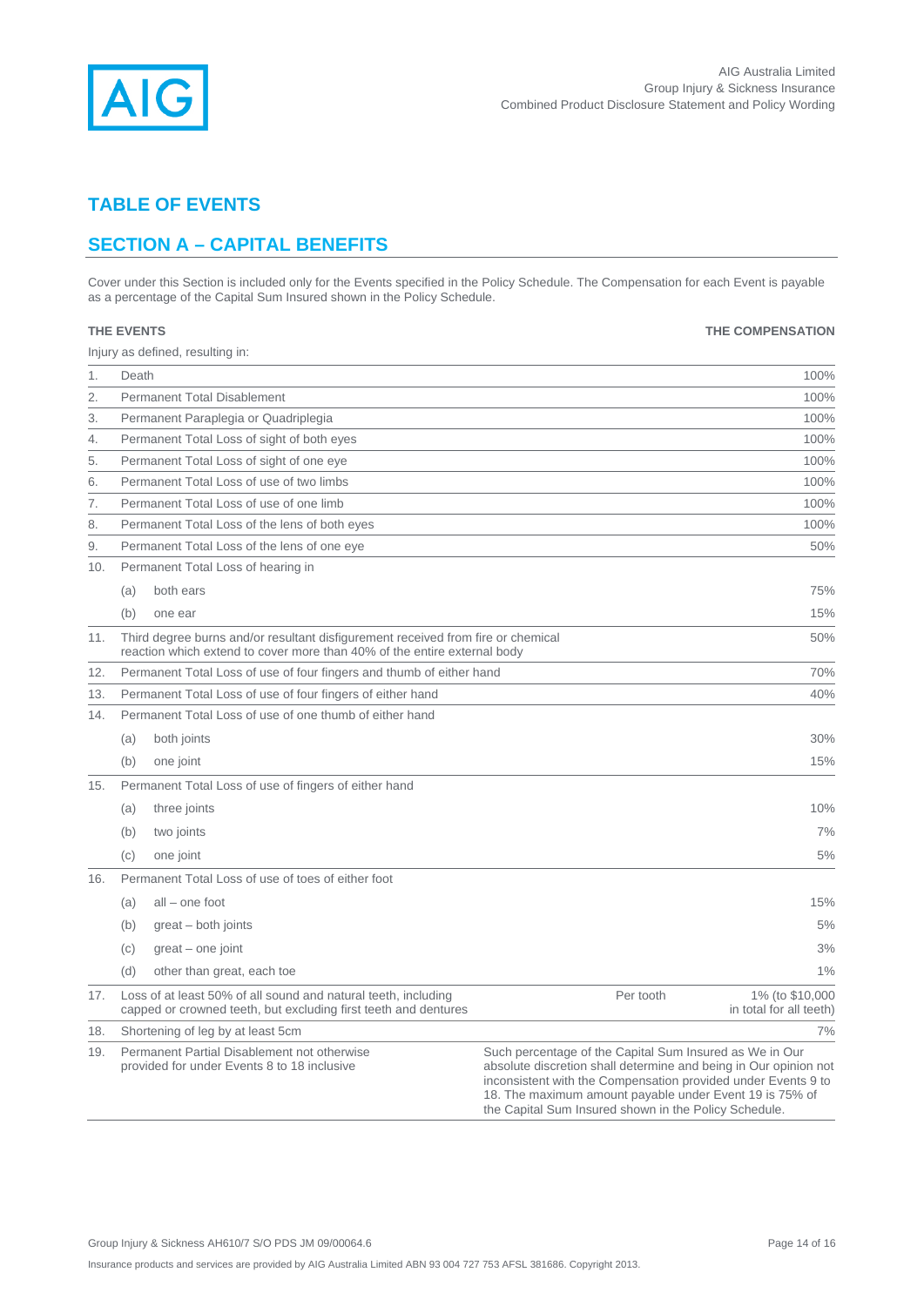## TABLE OF EVENTS

## SECTION A – CAPITAL BENEFITS

Cover under this Section is included only for the Events specified in the Policy Schedule. The Compensation for each Event is payable as a percentage of the Capital Sum Insured shown in the Policy Schedule.

| THE EVENTS | | | | THE COMPENSATION |
|---|---|---|---|---|
| Injury as defined, resulting in: | | | | |
| 1. | Death | | | 100% |
| 2. | Permanent Total Disablement | | | 100% |
| 3. | Permanent Paraplegia or Quadriplegia | | | 100% |
| 4. | Permanent Total Loss of sight of both eyes | | | 100% |
| 5. | Permanent Total Loss of sight of one eye | | | 100% |
| 6. | Permanent Total Loss of use of two limbs | | | 100% |
| 7. | Permanent Total Loss of use of one limb | | | 100% |
| 8. | Permanent Total Loss of the lens of both eyes | | | 100% |
| 9. | Permanent Total Loss of the lens of one eye | | | 50% |
| 10. | Permanent Total Loss of hearing in | | | |
| | (a) both ears | | | 75% |
| | (b) one ear | | | 15% |
| 11. | Third degree burns and/or resultant disfigurement received from fire or chemical reaction which extend to cover more than 40% of the entire external body | | | 50% |
| 12. | Permanent Total Loss of use of four fingers and thumb of either hand | | | 70% |
| 13. | Permanent Total Loss of use of four fingers of either hand | | | 40% |
| 14. | Permanent Total Loss of use of one thumb of either hand | | | |
| | (a) both joints | | | 30% |
| | (b) one joint | | | 15% |
| 15. | Permanent Total Loss of use of fingers of either hand | | | |
| | (a) three joints | | | 10% |
| | (b) two joints | | | 7% |
| | (c) one joint | | | 5% |
| 16. | Permanent Total Loss of use of toes of either foot | | | |
| | (a) all – one foot | | | 15% |
| | (b) great – both joints | | | 5% |
| | (c) great – one joint | | | 3% |
| | (d) other than great, each toe | | | 1% |
| 17. | Loss of at least 50% of all sound and natural teeth, including capped or crowned teeth, but excluding first teeth and dentures | | Per tooth | 1% (to $10,000 in total for all teeth) |
| 18. | Shortening of leg by at least 5cm | | | 7% |
| 19. | Permanent Partial Disablement not otherwise provided for under Events 8 to 18 inclusive | Such percentage of the Capital Sum Insured as We in Our absolute discretion shall determine and being in Our opinion not inconsistent with the Compensation provided under Events 9 to 18. The maximum amount payable under Event 19 is 75% of the Capital Sum Insured shown in the Policy Schedule. | | |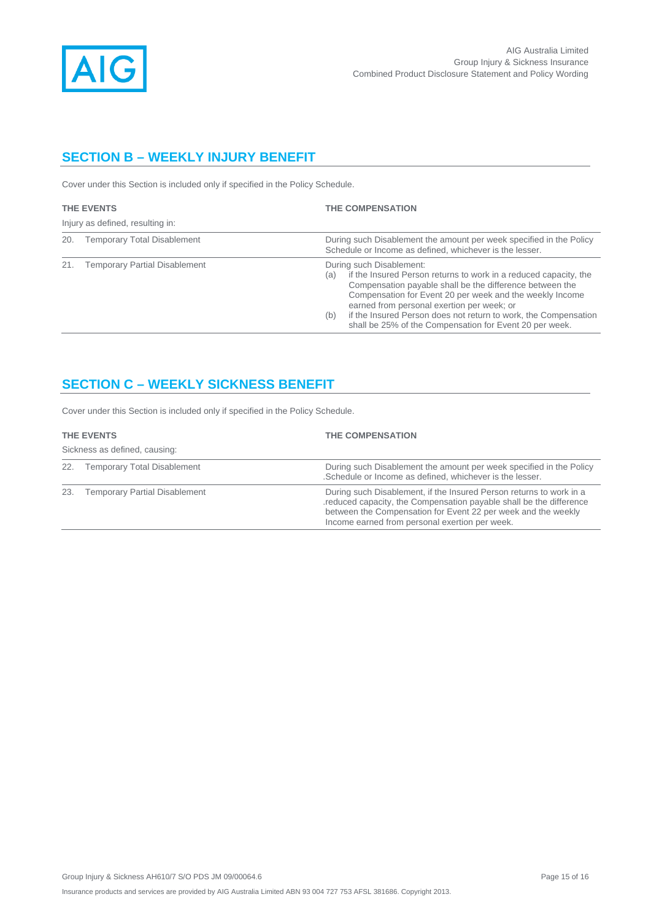## SECTION B – WEEKLY INJURY BENEFIT

Cover under this Section is included only if specified in the Policy Schedule.

| THE EVENTS<br>Injury as defined, resulting in: | THE COMPENSATION |
|---|---|
| 20. Temporary Total Disablement | During such Disablement the amount per week specified in the Policy Schedule or Income as defined, whichever is the lesser. |
| 21. Temporary Partial Disablement | During such Disablement:<br>(a) if the Insured Person returns to work in a reduced capacity, the Compensation payable shall be the difference between the Compensation for Event 20 per week and the weekly Income earned from personal exertion per week; or<br>(b) if the Insured Person does not return to work, the Compensation shall be 25% of the Compensation for Event 20 per week. |

## SECTION C – WEEKLY SICKNESS BENEFIT

Cover under this Section is included only if specified in the Policy Schedule.

| THE EVENTS<br>Sickness as defined, causing: | THE COMPENSATION |
|---|---|
| 22. Temporary Total Disablement | During such Disablement the amount per week specified in the Policy .Schedule or Income as defined, whichever is the lesser. |
| 23. Temporary Partial Disablement | During such Disablement, if the Insured Person returns to work in a .reduced capacity, the Compensation payable shall be the difference between the Compensation for Event 22 per week and the weekly Income earned from personal exertion per week. |

Group Injury & Sickness AH610/7 S/O PDS JM 09/00064.6

Insurance products and services are provided by AIG Australia Limited ABN 93 004 727 753 AFSL 381686. Copyright 2013.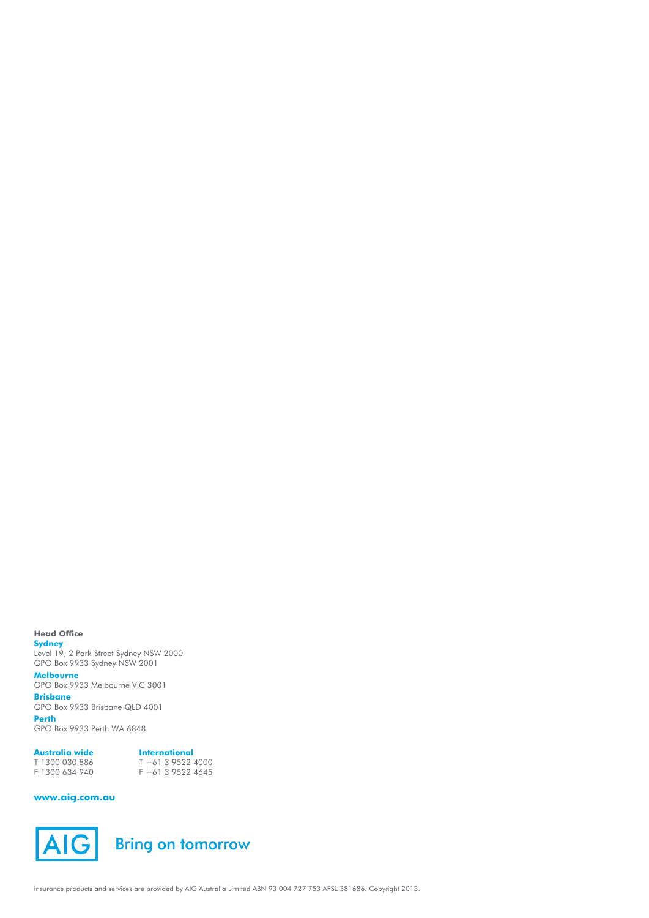**Head Office**

**Sydney**
Level 19, 2 Park Street Sydney NSW 2000
GPO Box 9933 Sydney NSW 2001

**Melbourne**
GPO Box 9933 Melbourne VIC 3001

**Brisbane**
GPO Box 9933 Brisbane QLD 4001

**Perth**
GPO Box 9933 Perth WA 6848

**Australia wide**
T 1300 030 886
F 1300 634 940

**International**
T +61 3 9522 4000
F +61 3 9522 4645

**www.aig.com.au**

AIG Bring on tomorrow

Insurance products and services are provided by AIG Australia Limited ABN 93 004 727 753 AFSL 381686. Copyright 2013.